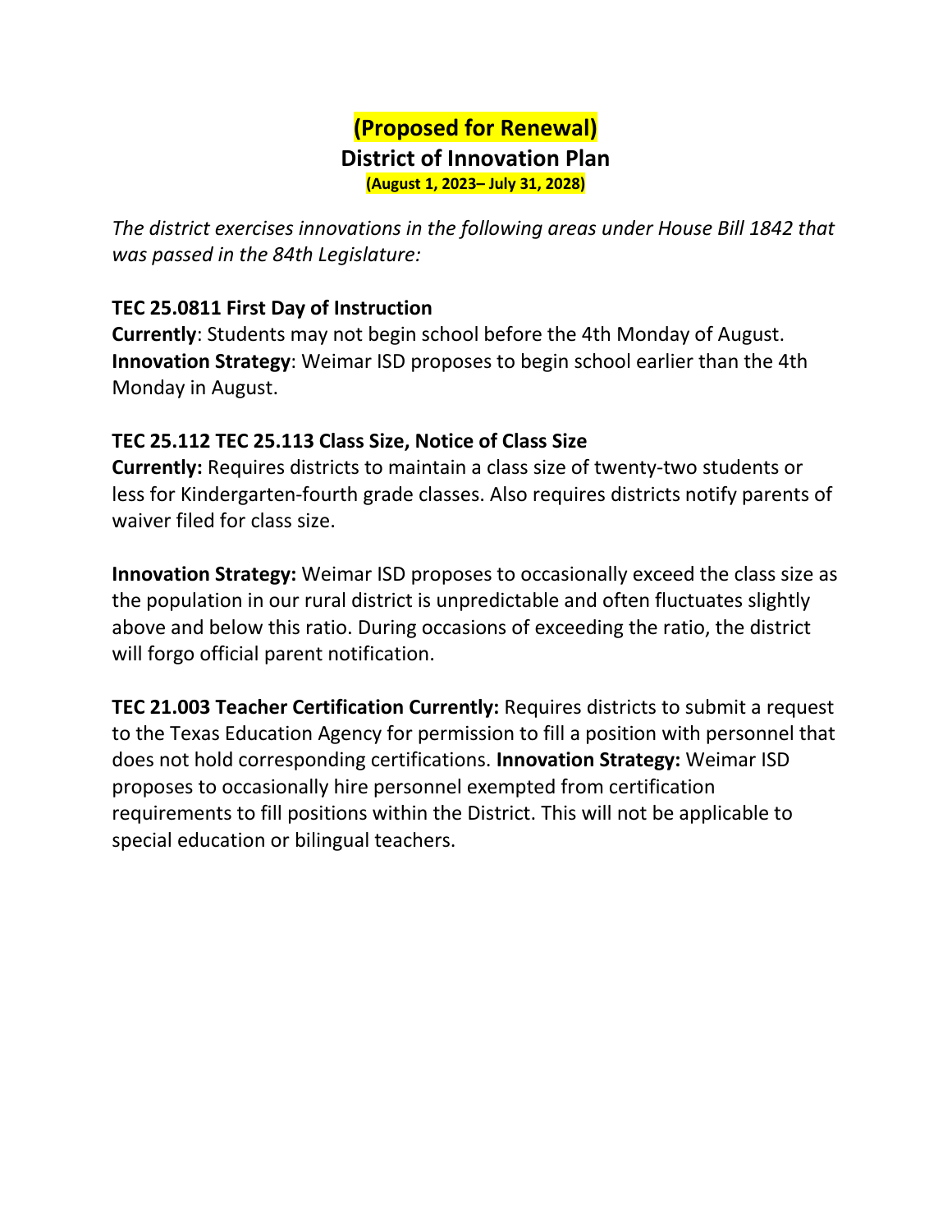**(Proposed for Renewal)**

# District of Innovation Plan

**(August 1, 2023– July 31, 2028)**

*The district exercises innovations in the following areas under House Bill 1842 that was passed in the 84th Legislature:*

**TEC 25.0811 First Day of Instruction**

**Currently**: Students may not begin school before the 4th Monday of August.
**Innovation Strategy**: Weimar ISD proposes to begin school earlier than the 4th Monday in August.

**TEC 25.112 TEC 25.113 Class Size, Notice of Class Size**

**Currently:** Requires districts to maintain a class size of twenty-two students or less for Kindergarten-fourth grade classes. Also requires districts notify parents of waiver filed for class size.

**Innovation Strategy:** Weimar ISD proposes to occasionally exceed the class size as the population in our rural district is unpredictable and often fluctuates slightly above and below this ratio. During occasions of exceeding the ratio, the district will forgo official parent notification.

**TEC 21.003 Teacher Certification Currently:** Requires districts to submit a request to the Texas Education Agency for permission to fill a position with personnel that does not hold corresponding certifications. **Innovation Strategy:** Weimar ISD proposes to occasionally hire personnel exempted from certification requirements to fill positions within the District. This will not be applicable to special education or bilingual teachers.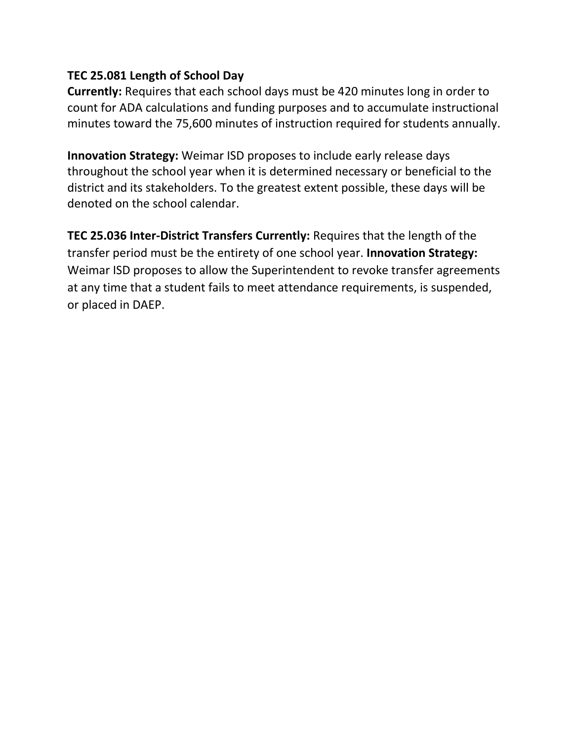**TEC 25.081 Length of School Day**
**Currently:** Requires that each school days must be 420 minutes long in order to count for ADA calculations and funding purposes and to accumulate instructional minutes toward the 75,600 minutes of instruction required for students annually.

**Innovation Strategy:** Weimar ISD proposes to include early release days throughout the school year when it is determined necessary or beneficial to the district and its stakeholders. To the greatest extent possible, these days will be denoted on the school calendar.

**TEC 25.036 Inter-District Transfers Currently:** Requires that the length of the transfer period must be the entirety of one school year. **Innovation Strategy:** Weimar ISD proposes to allow the Superintendent to revoke transfer agreements at any time that a student fails to meet attendance requirements, is suspended, or placed in DAEP.